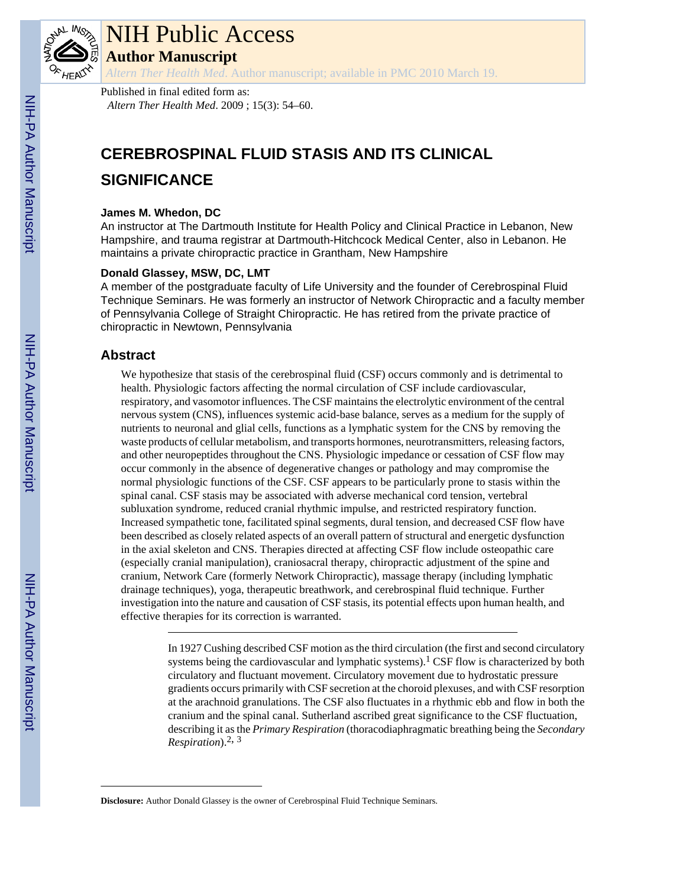# CEREBROSPINAL FLUID STASIS AND ITS CLINICAL SIGNIFICANCE

**James M. Whedon, DC**

An instructor at The Dartmouth Institute for Health Policy and Clinical Practice in Lebanon, New Hampshire, and trauma registrar at Dartmouth-Hitchcock Medical Center, also in Lebanon. He maintains a private chiropractic practice in Grantham, New Hampshire

**Donald Glassey, MSW, DC, LMT**

A member of the postgraduate faculty of Life University and the founder of Cerebrospinal Fluid Technique Seminars. He was formerly an instructor of Network Chiropractic and a faculty member of Pennsylvania College of Straight Chiropractic. He has retired from the private practice of chiropractic in Newtown, Pennsylvania

## Abstract

We hypothesize that stasis of the cerebrospinal fluid (CSF) occurs commonly and is detrimental to health. Physiologic factors affecting the normal circulation of CSF include cardiovascular, respiratory, and vasomotor influences. The CSF maintains the electrolytic environment of the central nervous system (CNS), influences systemic acid-base balance, serves as a medium for the supply of nutrients to neuronal and glial cells, functions as a lymphatic system for the CNS by removing the waste products of cellular metabolism, and transports hormones, neurotransmitters, releasing factors, and other neuropeptides throughout the CNS. Physiologic impedance or cessation of CSF flow may occur commonly in the absence of degenerative changes or pathology and may compromise the normal physiologic functions of the CSF. CSF appears to be particularly prone to stasis within the spinal canal. CSF stasis may be associated with adverse mechanical cord tension, vertebral subluxation syndrome, reduced cranial rhythmic impulse, and restricted respiratory function. Increased sympathetic tone, facilitated spinal segments, dural tension, and decreased CSF flow have been described as closely related aspects of an overall pattern of structural and energetic dysfunction in the axial skeleton and CNS. Therapies directed at affecting CSF flow include osteopathic care (especially cranial manipulation), craniosacral therapy, chiropractic adjustment of the spine and cranium, Network Care (formerly Network Chiropractic), massage therapy (including lymphatic drainage techniques), yoga, therapeutic breathwork, and cerebrospinal fluid technique. Further investigation into the nature and causation of CSF stasis, its potential effects upon human health, and effective therapies for its correction is warranted.

---

In 1927 Cushing described CSF motion as the third circulation (the first and second circulatory systems being the cardiovascular and lymphatic systems).[1] CSF flow is characterized by both circulatory and fluctuant movement. Circulatory movement due to hydrostatic pressure gradients occurs primarily with CSF secretion at the choroid plexuses, and with CSF resorption at the arachnoid granulations. The CSF also fluctuates in a rhythmic ebb and flow in both the cranium and the spinal canal. Sutherland ascribed great significance to the CSF fluctuation, describing it as the *Primary Respiration* (thoracodiaphragmatic breathing being the *Secondary Respiration*).[2, 3]

---

**Disclosure:** Author Donald Glassey is the owner of Cerebrospinal Fluid Technique Seminars.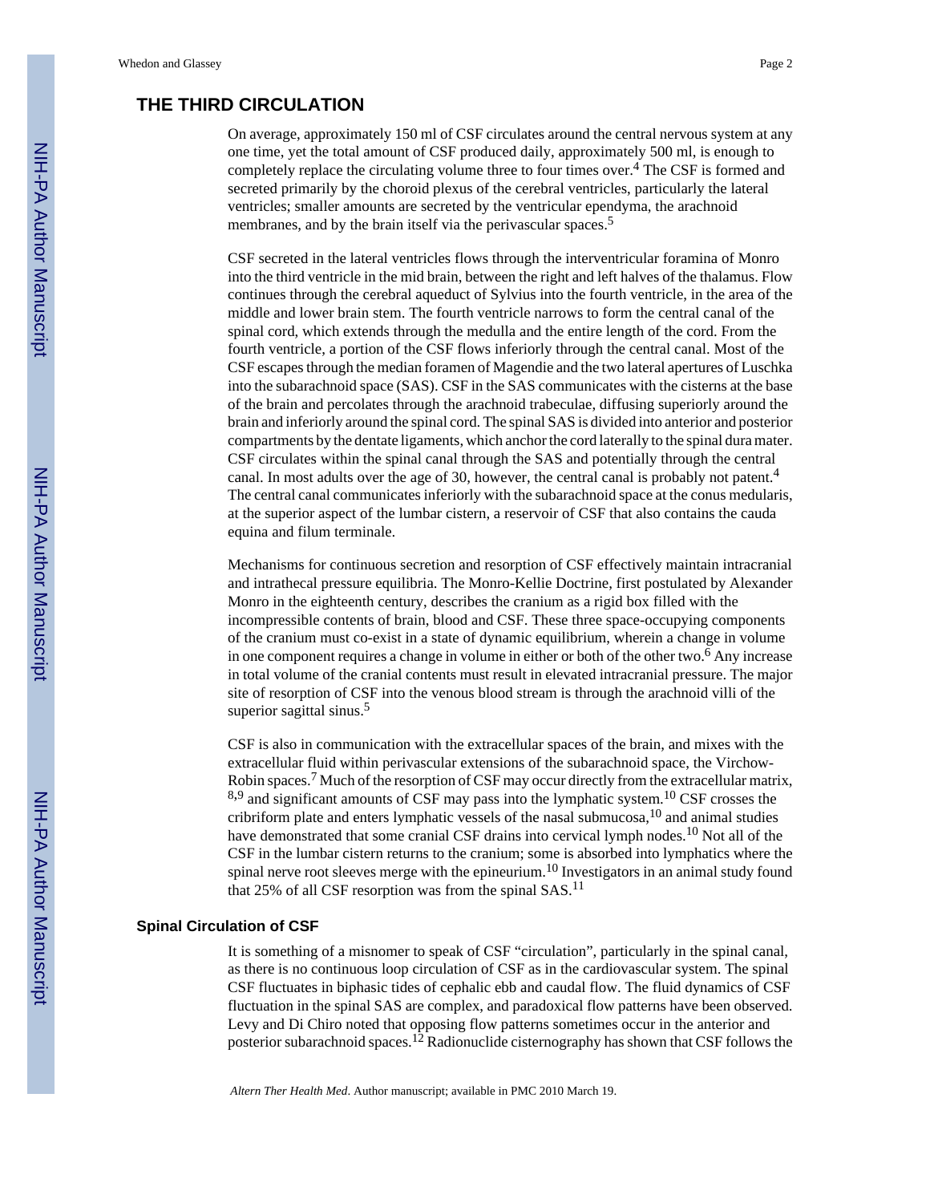## THE THIRD CIRCULATION

On average, approximately 150 ml of CSF circulates around the central nervous system at any one time, yet the total amount of CSF produced daily, approximately 500 ml, is enough to completely replace the circulating volume three to four times over.[4] The CSF is formed and secreted primarily by the choroid plexus of the cerebral ventricles, particularly the lateral ventricles; smaller amounts are secreted by the ventricular ependyma, the arachnoid membranes, and by the brain itself via the perivascular spaces.[5]

CSF secreted in the lateral ventricles flows through the interventricular foramina of Monro into the third ventricle in the mid brain, between the right and left halves of the thalamus. Flow continues through the cerebral aqueduct of Sylvius into the fourth ventricle, in the area of the middle and lower brain stem. The fourth ventricle narrows to form the central canal of the spinal cord, which extends through the medulla and the entire length of the cord. From the fourth ventricle, a portion of the CSF flows inferiorly through the central canal. Most of the CSF escapes through the median foramen of Magendie and the two lateral apertures of Luschka into the subarachnoid space (SAS). CSF in the SAS communicates with the cisterns at the base of the brain and percolates through the arachnoid trabeculae, diffusing superiorly around the brain and inferiorly around the spinal cord. The spinal SAS is divided into anterior and posterior compartments by the dentate ligaments, which anchor the cord laterally to the spinal dura mater. CSF circulates within the spinal canal through the SAS and potentially through the central canal. In most adults over the age of 30, however, the central canal is probably not patent.[4] The central canal communicates inferiorly with the subarachnoid space at the conus medularis, at the superior aspect of the lumbar cistern, a reservoir of CSF that also contains the cauda equina and filum terminale.

Mechanisms for continuous secretion and resorption of CSF effectively maintain intracranial and intrathecal pressure equilibria. The Monro-Kellie Doctrine, first postulated by Alexander Monro in the eighteenth century, describes the cranium as a rigid box filled with the incompressible contents of brain, blood and CSF. These three space-occupying components of the cranium must co-exist in a state of dynamic equilibrium, wherein a change in volume in one component requires a change in volume in either or both of the other two.[6] Any increase in total volume of the cranial contents must result in elevated intracranial pressure. The major site of resorption of CSF into the venous blood stream is through the arachnoid villi of the superior sagittal sinus.[5]

CSF is also in communication with the extracellular spaces of the brain, and mixes with the extracellular fluid within perivascular extensions of the subarachnoid space, the Virchow-Robin spaces.[7] Much of the resorption of CSF may occur directly from the extracellular matrix,[8,9] and significant amounts of CSF may pass into the lymphatic system.[10] CSF crosses the cribriform plate and enters lymphatic vessels of the nasal submucosa,[10] and animal studies have demonstrated that some cranial CSF drains into cervical lymph nodes.[10] Not all of the CSF in the lumbar cistern returns to the cranium; some is absorbed into lymphatics where the spinal nerve root sleeves merge with the epineurium.[10] Investigators in an animal study found that 25% of all CSF resorption was from the spinal SAS.[11]

### Spinal Circulation of CSF

It is something of a misnomer to speak of CSF "circulation", particularly in the spinal canal, as there is no continuous loop circulation of CSF as in the cardiovascular system. The spinal CSF fluctuates in biphasic tides of cephalic ebb and caudal flow. The fluid dynamics of CSF fluctuation in the spinal SAS are complex, and paradoxical flow patterns have been observed. Levy and Di Chiro noted that opposing flow patterns sometimes occur in the anterior and posterior subarachnoid spaces.[12] Radionuclide cisternography has shown that CSF follows the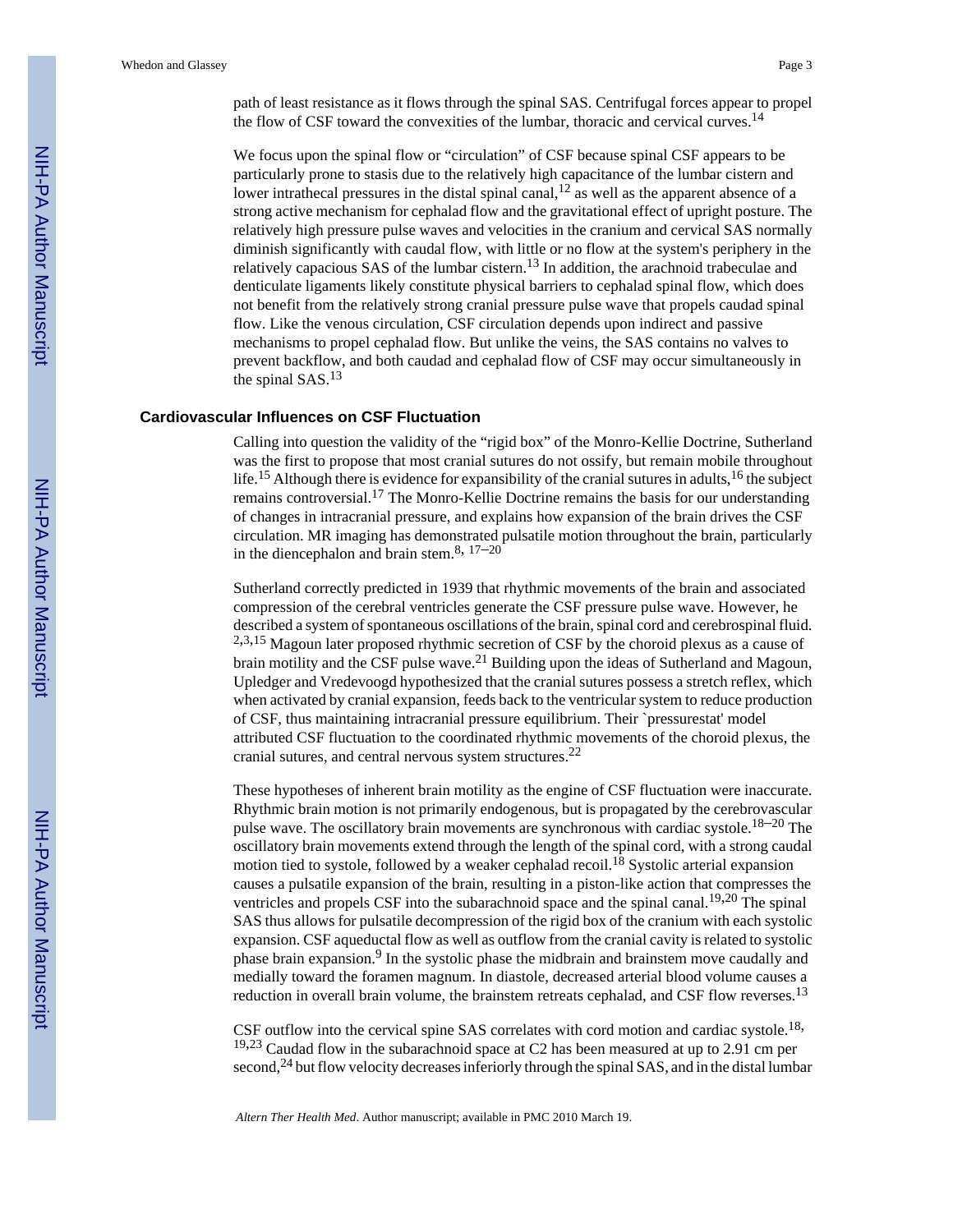path of least resistance as it flows through the spinal SAS. Centrifugal forces appear to propel the flow of CSF toward the convexities of the lumbar, thoracic and cervical curves.[14]

We focus upon the spinal flow or "circulation" of CSF because spinal CSF appears to be particularly prone to stasis due to the relatively high capacitance of the lumbar cistern and lower intrathecal pressures in the distal spinal canal,[12] as well as the apparent absence of a strong active mechanism for cephalad flow and the gravitational effect of upright posture. The relatively high pressure pulse waves and velocities in the cranium and cervical SAS normally diminish significantly with caudal flow, with little or no flow at the system's periphery in the relatively capacious SAS of the lumbar cistern.[13] In addition, the arachnoid trabeculae and denticulate ligaments likely constitute physical barriers to cephalad spinal flow, which does not benefit from the relatively strong cranial pressure pulse wave that propels caudad spinal flow. Like the venous circulation, CSF circulation depends upon indirect and passive mechanisms to propel cephalad flow. But unlike the veins, the SAS contains no valves to prevent backflow, and both caudad and cephalad flow of CSF may occur simultaneously in the spinal SAS.[13]

## Cardiovascular Influences on CSF Fluctuation

Calling into question the validity of the "rigid box" of the Monro-Kellie Doctrine, Sutherland was the first to propose that most cranial sutures do not ossify, but remain mobile throughout life.[15] Although there is evidence for expansibility of the cranial sutures in adults,[16] the subject remains controversial.[17] The Monro-Kellie Doctrine remains the basis for our understanding of changes in intracranial pressure, and explains how expansion of the brain drives the CSF circulation. MR imaging has demonstrated pulsatile motion throughout the brain, particularly in the diencephalon and brain stem.[8, 17–20]

Sutherland correctly predicted in 1939 that rhythmic movements of the brain and associated compression of the cerebral ventricles generate the CSF pressure pulse wave. However, he described a system of spontaneous oscillations of the brain, spinal cord and cerebrospinal fluid.[2,3,15] Magoun later proposed rhythmic secretion of CSF by the choroid plexus as a cause of brain motility and the CSF pulse wave.[21] Building upon the ideas of Sutherland and Magoun, Upledger and Vredevoogd hypothesized that the cranial sutures possess a stretch reflex, which when activated by cranial expansion, feeds back to the ventricular system to reduce production of CSF, thus maintaining intracranial pressure equilibrium. Their `pressurestat' model attributed CSF fluctuation to the coordinated rhythmic movements of the choroid plexus, the cranial sutures, and central nervous system structures.[22]

These hypotheses of inherent brain motility as the engine of CSF fluctuation were inaccurate. Rhythmic brain motion is not primarily endogenous, but is propagated by the cerebrovascular pulse wave. The oscillatory brain movements are synchronous with cardiac systole.[18–20] The oscillatory brain movements extend through the length of the spinal cord, with a strong caudal motion tied to systole, followed by a weaker cephalad recoil.[18] Systolic arterial expansion causes a pulsatile expansion of the brain, resulting in a piston-like action that compresses the ventricles and propels CSF into the subarachnoid space and the spinal canal.[19,20] The spinal SAS thus allows for pulsatile decompression of the rigid box of the cranium with each systolic expansion. CSF aqueductal flow as well as outflow from the cranial cavity is related to systolic phase brain expansion.[9] In the systolic phase the midbrain and brainstem move caudally and medially toward the foramen magnum. In diastole, decreased arterial blood volume causes a reduction in overall brain volume, the brainstem retreats cephalad, and CSF flow reverses.[13]

CSF outflow into the cervical spine SAS correlates with cord motion and cardiac systole.[18,19,23] Caudad flow in the subarachnoid space at C2 has been measured at up to 2.91 cm per second,[24] but flow velocity decreases inferiorly through the spinal SAS, and in the distal lumbar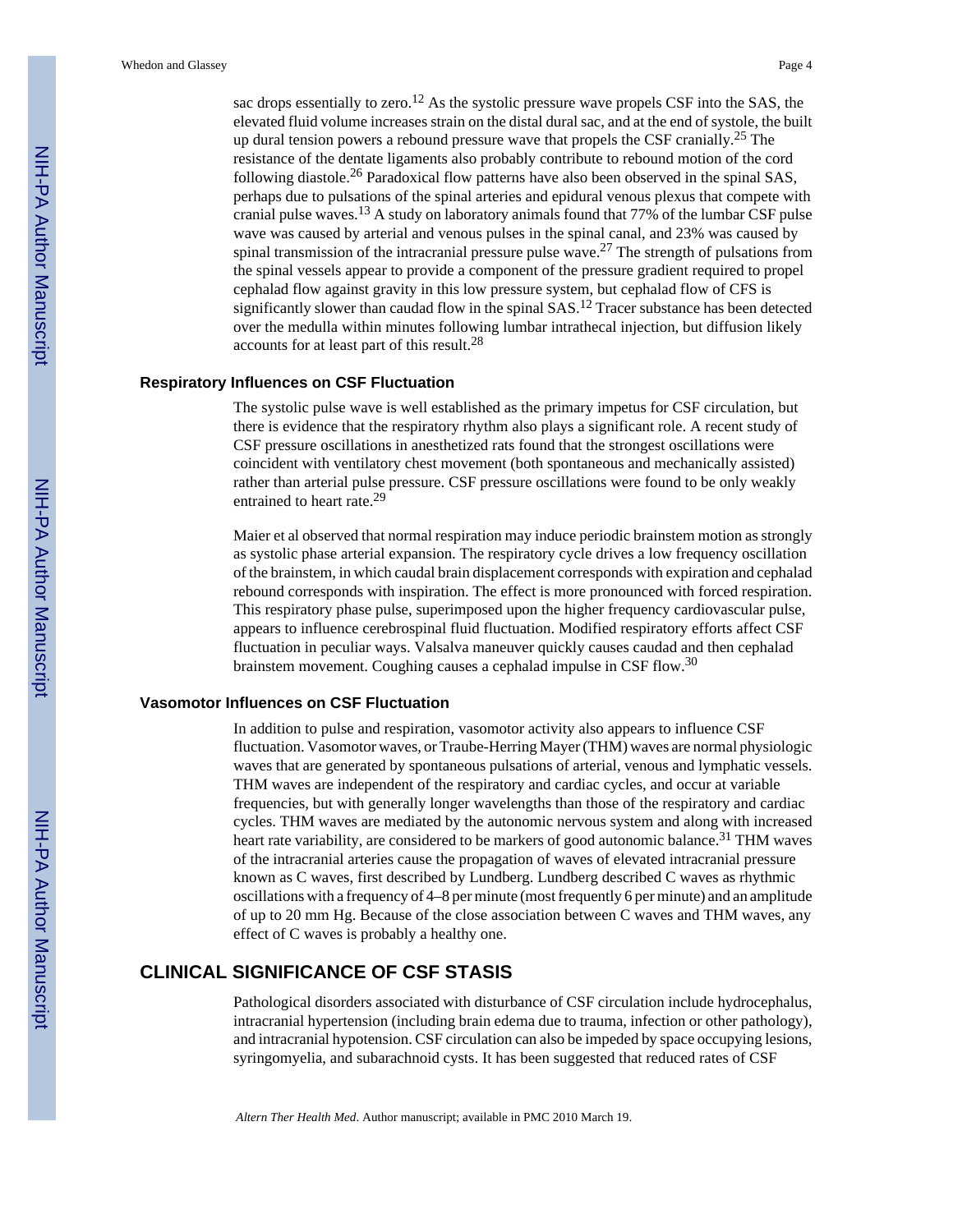sac drops essentially to zero.[12] As the systolic pressure wave propels CSF into the SAS, the elevated fluid volume increases strain on the distal dural sac, and at the end of systole, the built up dural tension powers a rebound pressure wave that propels the CSF cranially.[25] The resistance of the dentate ligaments also probably contribute to rebound motion of the cord following diastole.[26] Paradoxical flow patterns have also been observed in the spinal SAS, perhaps due to pulsations of the spinal arteries and epidural venous plexus that compete with cranial pulse waves.[13] A study on laboratory animals found that 77% of the lumbar CSF pulse wave was caused by arterial and venous pulses in the spinal canal, and 23% was caused by spinal transmission of the intracranial pressure pulse wave.[27] The strength of pulsations from the spinal vessels appear to provide a component of the pressure gradient required to propel cephalad flow against gravity in this low pressure system, but cephalad flow of CFS is significantly slower than caudad flow in the spinal SAS.[12] Tracer substance has been detected over the medulla within minutes following lumbar intrathecal injection, but diffusion likely accounts for at least part of this result.[28]

### Respiratory Influences on CSF Fluctuation

The systolic pulse wave is well established as the primary impetus for CSF circulation, but there is evidence that the respiratory rhythm also plays a significant role. A recent study of CSF pressure oscillations in anesthetized rats found that the strongest oscillations were coincident with ventilatory chest movement (both spontaneous and mechanically assisted) rather than arterial pulse pressure. CSF pressure oscillations were found to be only weakly entrained to heart rate.[29]

Maier et al observed that normal respiration may induce periodic brainstem motion as strongly as systolic phase arterial expansion. The respiratory cycle drives a low frequency oscillation of the brainstem, in which caudal brain displacement corresponds with expiration and cephalad rebound corresponds with inspiration. The effect is more pronounced with forced respiration. This respiratory phase pulse, superimposed upon the higher frequency cardiovascular pulse, appears to influence cerebrospinal fluid fluctuation. Modified respiratory efforts affect CSF fluctuation in peculiar ways. Valsalva maneuver quickly causes caudad and then cephalad brainstem movement. Coughing causes a cephalad impulse in CSF flow.[30]

### Vasomotor Influences on CSF Fluctuation

In addition to pulse and respiration, vasomotor activity also appears to influence CSF fluctuation. Vasomotor waves, or Traube-Herring Mayer (THM) waves are normal physiologic waves that are generated by spontaneous pulsations of arterial, venous and lymphatic vessels. THM waves are independent of the respiratory and cardiac cycles, and occur at variable frequencies, but with generally longer wavelengths than those of the respiratory and cardiac cycles. THM waves are mediated by the autonomic nervous system and along with increased heart rate variability, are considered to be markers of good autonomic balance.[31] THM waves of the intracranial arteries cause the propagation of waves of elevated intracranial pressure known as C waves, first described by Lundberg. Lundberg described C waves as rhythmic oscillations with a frequency of 4–8 per minute (most frequently 6 per minute) and an amplitude of up to 20 mm Hg. Because of the close association between C waves and THM waves, any effect of C waves is probably a healthy one.

## CLINICAL SIGNIFICANCE OF CSF STASIS

Pathological disorders associated with disturbance of CSF circulation include hydrocephalus, intracranial hypertension (including brain edema due to trauma, infection or other pathology), and intracranial hypotension. CSF circulation can also be impeded by space occupying lesions, syringomyelia, and subarachnoid cysts. It has been suggested that reduced rates of CSF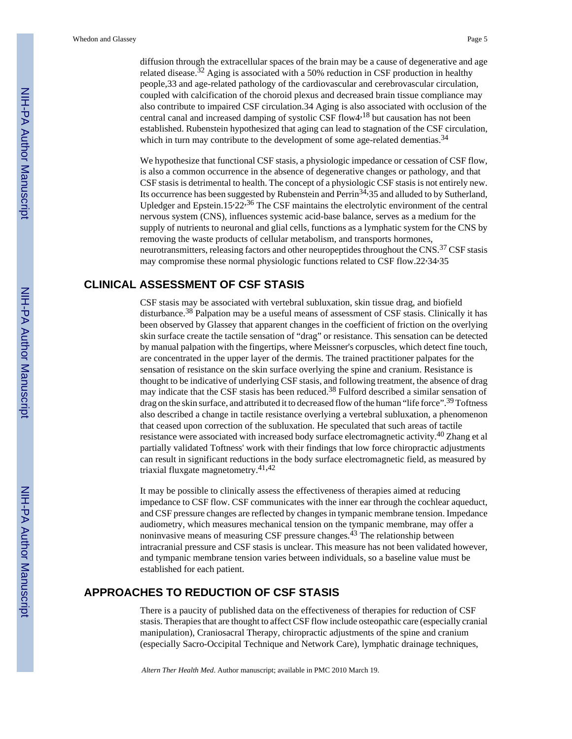diffusion through the extracellular spaces of the brain may be a cause of degenerative and age related disease.[32] Aging is associated with a 50% reduction in CSF production in healthy people,33 and age-related pathology of the cardiovascular and cerebrovascular circulation, coupled with calcification of the choroid plexus and decreased brain tissue compliance may also contribute to impaired CSF circulation.34 Aging is also associated with occlusion of the central canal and increased damping of systolic CSF flow4,[18] but causation has not been established. Rubenstein hypothesized that aging can lead to stagnation of the CSF circulation, which in turn may contribute to the development of some age-related dementias.[34]

We hypothesize that functional CSF stasis, a physiologic impedance or cessation of CSF flow, is also a common occurrence in the absence of degenerative changes or pathology, and that CSF stasis is detrimental to health. The concept of a physiologic CSF stasis is not entirely new. Its occurrence has been suggested by Rubenstein and Perrin[34],35 and alluded to by Sutherland, Upledger and Epstein.15,22,[36] The CSF maintains the electrolytic environment of the central nervous system (CNS), influences systemic acid-base balance, serves as a medium for the supply of nutrients to neuronal and glial cells, functions as a lymphatic system for the CNS by removing the waste products of cellular metabolism, and transports hormones, neurotransmitters, releasing factors and other neuropeptides throughout the CNS.[37] CSF stasis may compromise these normal physiologic functions related to CSF flow.22,34,35

## CLINICAL ASSESSMENT OF CSF STASIS

CSF stasis may be associated with vertebral subluxation, skin tissue drag, and biofield disturbance.[38] Palpation may be a useful means of assessment of CSF stasis. Clinically it has been observed by Glassey that apparent changes in the coefficient of friction on the overlying skin surface create the tactile sensation of "drag" or resistance. This sensation can be detected by manual palpation with the fingertips, where Meissner's corpuscles, which detect fine touch, are concentrated in the upper layer of the dermis. The trained practitioner palpates for the sensation of resistance on the skin surface overlying the spine and cranium. Resistance is thought to be indicative of underlying CSF stasis, and following treatment, the absence of drag may indicate that the CSF stasis has been reduced.[38] Fulford described a similar sensation of drag on the skin surface, and attributed it to decreased flow of the human "life force".[39] Toftness also described a change in tactile resistance overlying a vertebral subluxation, a phenomenon that ceased upon correction of the subluxation. He speculated that such areas of tactile resistance were associated with increased body surface electromagnetic activity.[40] Zhang et al partially validated Toftness' work with their findings that low force chiropractic adjustments can result in significant reductions in the body surface electromagnetic field, as measured by triaxial fluxgate magnetometry.[41,42]

It may be possible to clinically assess the effectiveness of therapies aimed at reducing impedance to CSF flow. CSF communicates with the inner ear through the cochlear aqueduct, and CSF pressure changes are reflected by changes in tympanic membrane tension. Impedance audiometry, which measures mechanical tension on the tympanic membrane, may offer a noninvasive means of measuring CSF pressure changes.[43] The relationship between intracranial pressure and CSF stasis is unclear. This measure has not been validated however, and tympanic membrane tension varies between individuals, so a baseline value must be established for each patient.

## APPROACHES TO REDUCTION OF CSF STASIS

There is a paucity of published data on the effectiveness of therapies for reduction of CSF stasis. Therapies that are thought to affect CSF flow include osteopathic care (especially cranial manipulation), Craniosacral Therapy, chiropractic adjustments of the spine and cranium (especially Sacro-Occipital Technique and Network Care), lymphatic drainage techniques,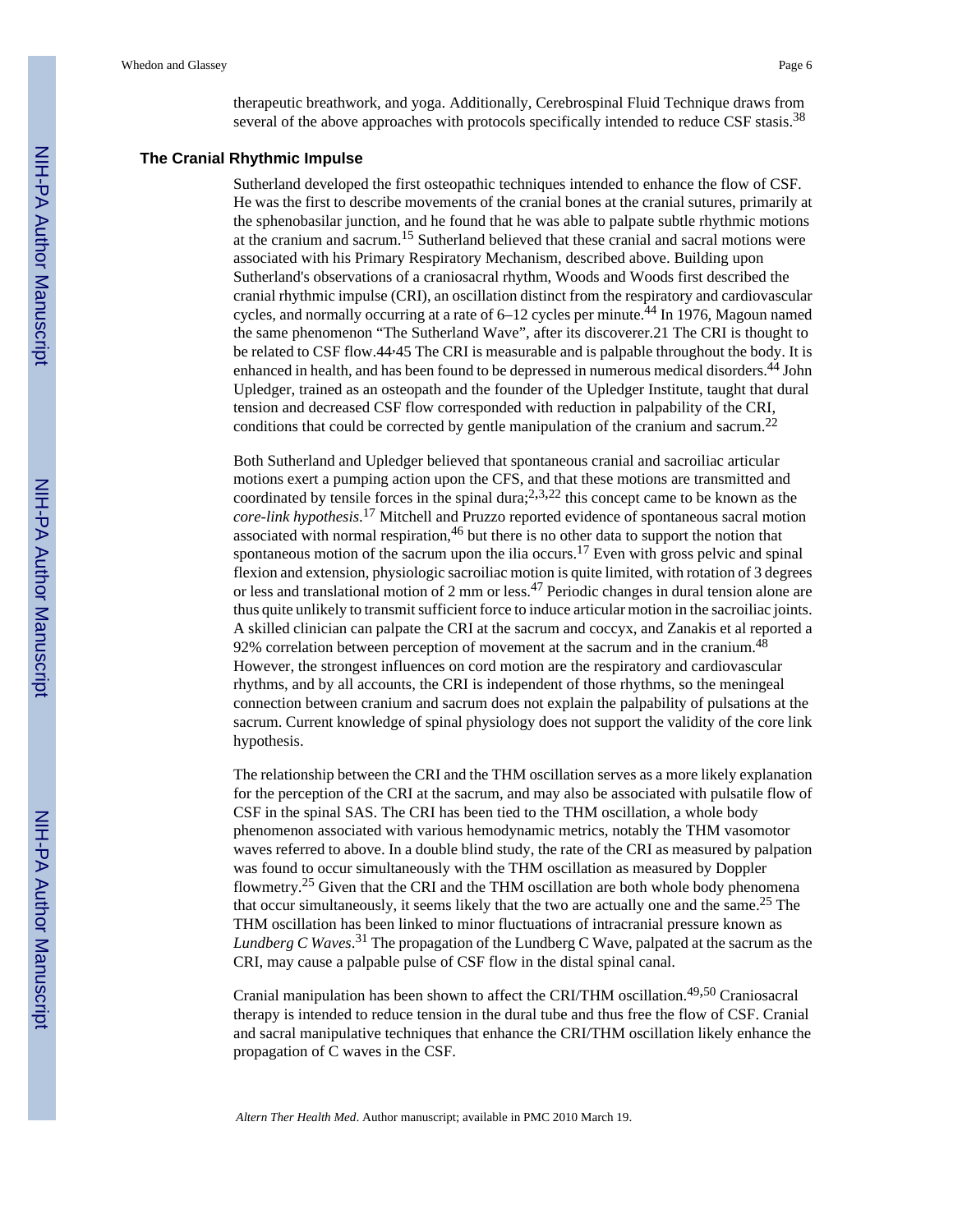therapeutic breathwork, and yoga. Additionally, Cerebrospinal Fluid Technique draws from several of the above approaches with protocols specifically intended to reduce CSF stasis.[38]

### The Cranial Rhythmic Impulse

Sutherland developed the first osteopathic techniques intended to enhance the flow of CSF. He was the first to describe movements of the cranial bones at the cranial sutures, primarily at the sphenobasilar junction, and he found that he was able to palpate subtle rhythmic motions at the cranium and sacrum.[15] Sutherland believed that these cranial and sacral motions were associated with his Primary Respiratory Mechanism, described above. Building upon Sutherland's observations of a craniosacral rhythm, Woods and Woods first described the cranial rhythmic impulse (CRI), an oscillation distinct from the respiratory and cardiovascular cycles, and normally occurring at a rate of 6–12 cycles per minute.[44] In 1976, Magoun named the same phenomenon "The Sutherland Wave", after its discoverer.21 The CRI is thought to be related to CSF flow.44,45 The CRI is measurable and is palpable throughout the body. It is enhanced in health, and has been found to be depressed in numerous medical disorders.[44] John Upledger, trained as an osteopath and the founder of the Upledger Institute, taught that dural tension and decreased CSF flow corresponded with reduction in palpability of the CRI, conditions that could be corrected by gentle manipulation of the cranium and sacrum.[22]

Both Sutherland and Upledger believed that spontaneous cranial and sacroiliac articular motions exert a pumping action upon the CFS, and that these motions are transmitted and coordinated by tensile forces in the spinal dura;[2,3,22] this concept came to be known as the *core-link hypothesis*.[17] Mitchell and Pruzzo reported evidence of spontaneous sacral motion associated with normal respiration,[46] but there is no other data to support the notion that spontaneous motion of the sacrum upon the ilia occurs.[17] Even with gross pelvic and spinal flexion and extension, physiologic sacroiliac motion is quite limited, with rotation of 3 degrees or less and translational motion of 2 mm or less.[47] Periodic changes in dural tension alone are thus quite unlikely to transmit sufficient force to induce articular motion in the sacroiliac joints. A skilled clinician can palpate the CRI at the sacrum and coccyx, and Zanakis et al reported a 92% correlation between perception of movement at the sacrum and in the cranium.[48] However, the strongest influences on cord motion are the respiratory and cardiovascular rhythms, and by all accounts, the CRI is independent of those rhythms, so the meningeal connection between cranium and sacrum does not explain the palpability of pulsations at the sacrum. Current knowledge of spinal physiology does not support the validity of the core link hypothesis.

The relationship between the CRI and the THM oscillation serves as a more likely explanation for the perception of the CRI at the sacrum, and may also be associated with pulsatile flow of CSF in the spinal SAS. The CRI has been tied to the THM oscillation, a whole body phenomenon associated with various hemodynamic metrics, notably the THM vasomotor waves referred to above. In a double blind study, the rate of the CRI as measured by palpation was found to occur simultaneously with the THM oscillation as measured by Doppler flowmetry.[25] Given that the CRI and the THM oscillation are both whole body phenomena that occur simultaneously, it seems likely that the two are actually one and the same.[25] The THM oscillation has been linked to minor fluctuations of intracranial pressure known as *Lundberg C Waves*.[31] The propagation of the Lundberg C Wave, palpated at the sacrum as the CRI, may cause a palpable pulse of CSF flow in the distal spinal canal.

Cranial manipulation has been shown to affect the CRI/THM oscillation.[49,50] Craniosacral therapy is intended to reduce tension in the dural tube and thus free the flow of CSF. Cranial and sacral manipulative techniques that enhance the CRI/THM oscillation likely enhance the propagation of C waves in the CSF.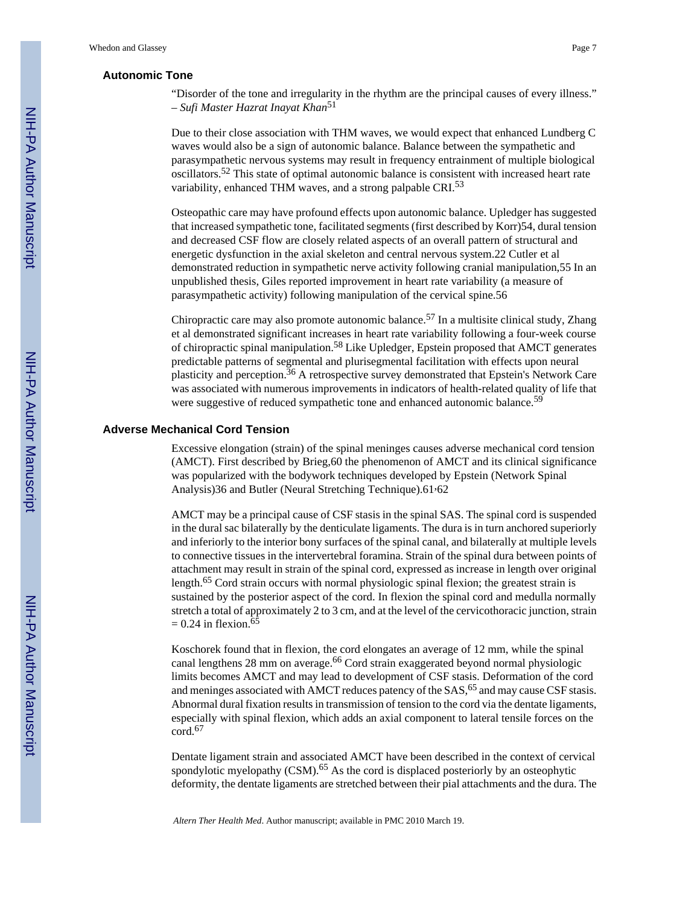## Autonomic Tone

"Disorder of the tone and irregularity in the rhythm are the principal causes of every illness." – *Sufi Master Hazrat Inayat Khan*[51]

Due to their close association with THM waves, we would expect that enhanced Lundberg C waves would also be a sign of autonomic balance. Balance between the sympathetic and parasympathetic nervous systems may result in frequency entrainment of multiple biological oscillators.[52] This state of optimal autonomic balance is consistent with increased heart rate variability, enhanced THM waves, and a strong palpable CRI.[53]

Osteopathic care may have profound effects upon autonomic balance. Upledger has suggested that increased sympathetic tone, facilitated segments (first described by Korr)54, dural tension and decreased CSF flow are closely related aspects of an overall pattern of structural and energetic dysfunction in the axial skeleton and central nervous system.22 Cutler et al demonstrated reduction in sympathetic nerve activity following cranial manipulation,55 In an unpublished thesis, Giles reported improvement in heart rate variability (a measure of parasympathetic activity) following manipulation of the cervical spine.56

Chiropractic care may also promote autonomic balance.[57] In a multisite clinical study, Zhang et al demonstrated significant increases in heart rate variability following a four-week course of chiropractic spinal manipulation.[58] Like Upledger, Epstein proposed that AMCT generates predictable patterns of segmental and plurisegmental facilitation with effects upon neural plasticity and perception.[36] A retrospective survey demonstrated that Epstein's Network Care was associated with numerous improvements in indicators of health-related quality of life that were suggestive of reduced sympathetic tone and enhanced autonomic balance.[59]

## Adverse Mechanical Cord Tension

Excessive elongation (strain) of the spinal meninges causes adverse mechanical cord tension (AMCT). First described by Brieg,60 the phenomenon of AMCT and its clinical significance was popularized with the bodywork techniques developed by Epstein (Network Spinal Analysis)36 and Butler (Neural Stretching Technique).61,62

AMCT may be a principal cause of CSF stasis in the spinal SAS. The spinal cord is suspended in the dural sac bilaterally by the denticulate ligaments. The dura is in turn anchored superiorly and inferiorly to the interior bony surfaces of the spinal canal, and bilaterally at multiple levels to connective tissues in the intervertebral foramina. Strain of the spinal dura between points of attachment may result in strain of the spinal cord, expressed as increase in length over original length.[65] Cord strain occurs with normal physiologic spinal flexion; the greatest strain is sustained by the posterior aspect of the cord. In flexion the spinal cord and medulla normally stretch a total of approximately 2 to 3 cm, and at the level of the cervicothoracic junction, strain = 0.24 in flexion.[65]

Koschorek found that in flexion, the cord elongates an average of 12 mm, while the spinal canal lengthens 28 mm on average.[66] Cord strain exaggerated beyond normal physiologic limits becomes AMCT and may lead to development of CSF stasis. Deformation of the cord and meninges associated with AMCT reduces patency of the SAS,[65] and may cause CSF stasis. Abnormal dural fixation results in transmission of tension to the cord via the dentate ligaments, especially with spinal flexion, which adds an axial component to lateral tensile forces on the cord.[67]

Dentate ligament strain and associated AMCT have been described in the context of cervical spondylotic myelopathy (CSM).[65] As the cord is displaced posteriorly by an osteophytic deformity, the dentate ligaments are stretched between their pial attachments and the dura. The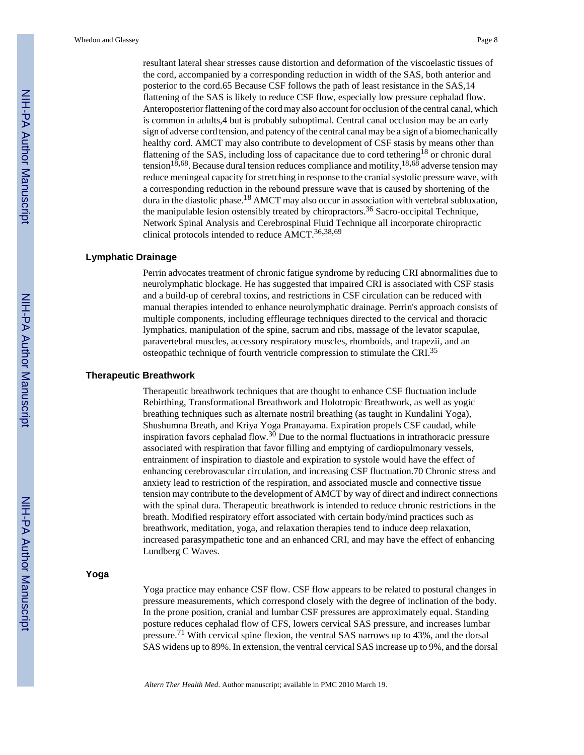resultant lateral shear stresses cause distortion and deformation of the viscoelastic tissues of the cord, accompanied by a corresponding reduction in width of the SAS, both anterior and posterior to the cord.65 Because CSF follows the path of least resistance in the SAS,14 flattening of the SAS is likely to reduce CSF flow, especially low pressure cephalad flow. Anteroposterior flattening of the cord may also account for occlusion of the central canal, which is common in adults,4 but is probably suboptimal. Central canal occlusion may be an early sign of adverse cord tension, and patency of the central canal may be a sign of a biomechanically healthy cord. AMCT may also contribute to development of CSF stasis by means other than flattening of the SAS, including loss of capacitance due to cord tethering[18] or chronic dural tension[18,68]. Because dural tension reduces compliance and motility,[18,68] adverse tension may reduce meningeal capacity for stretching in response to the cranial systolic pressure wave, with a corresponding reduction in the rebound pressure wave that is caused by shortening of the dura in the diastolic phase.[18] AMCT may also occur in association with vertebral subluxation, the manipulable lesion ostensibly treated by chiropractors.[36] Sacro-occipital Technique, Network Spinal Analysis and Cerebrospinal Fluid Technique all incorporate chiropractic clinical protocols intended to reduce AMCT.[36,38,69]

## Lymphatic Drainage

Perrin advocates treatment of chronic fatigue syndrome by reducing CRI abnormalities due to neurolymphatic blockage. He has suggested that impaired CRI is associated with CSF stasis and a build-up of cerebral toxins, and restrictions in CSF circulation can be reduced with manual therapies intended to enhance neurolymphatic drainage. Perrin's approach consists of multiple components, including effleurage techniques directed to the cervical and thoracic lymphatics, manipulation of the spine, sacrum and ribs, massage of the levator scapulae, paravertebral muscles, accessory respiratory muscles, rhomboids, and trapezii, and an osteopathic technique of fourth ventricle compression to stimulate the CRI.[35]

## Therapeutic Breathwork

Therapeutic breathwork techniques that are thought to enhance CSF fluctuation include Rebirthing, Transformational Breathwork and Holotropic Breathwork, as well as yogic breathing techniques such as alternate nostril breathing (as taught in Kundalini Yoga), Shushumna Breath, and Kriya Yoga Pranayama. Expiration propels CSF caudad, while inspiration favors cephalad flow.[30] Due to the normal fluctuations in intrathoracic pressure associated with respiration that favor filling and emptying of cardiopulmonary vessels, entrainment of inspiration to diastole and expiration to systole would have the effect of enhancing cerebrovascular circulation, and increasing CSF fluctuation.70 Chronic stress and anxiety lead to restriction of the respiration, and associated muscle and connective tissue tension may contribute to the development of AMCT by way of direct and indirect connections with the spinal dura. Therapeutic breathwork is intended to reduce chronic restrictions in the breath. Modified respiratory effort associated with certain body/mind practices such as breathwork, meditation, yoga, and relaxation therapies tend to induce deep relaxation, increased parasympathetic tone and an enhanced CRI, and may have the effect of enhancing Lundberg C Waves.

## Yoga

Yoga practice may enhance CSF flow. CSF flow appears to be related to postural changes in pressure measurements, which correspond closely with the degree of inclination of the body. In the prone position, cranial and lumbar CSF pressures are approximately equal. Standing posture reduces cephalad flow of CFS, lowers cervical SAS pressure, and increases lumbar pressure.[71] With cervical spine flexion, the ventral SAS narrows up to 43%, and the dorsal SAS widens up to 89%. In extension, the ventral cervical SAS increase up to 9%, and the dorsal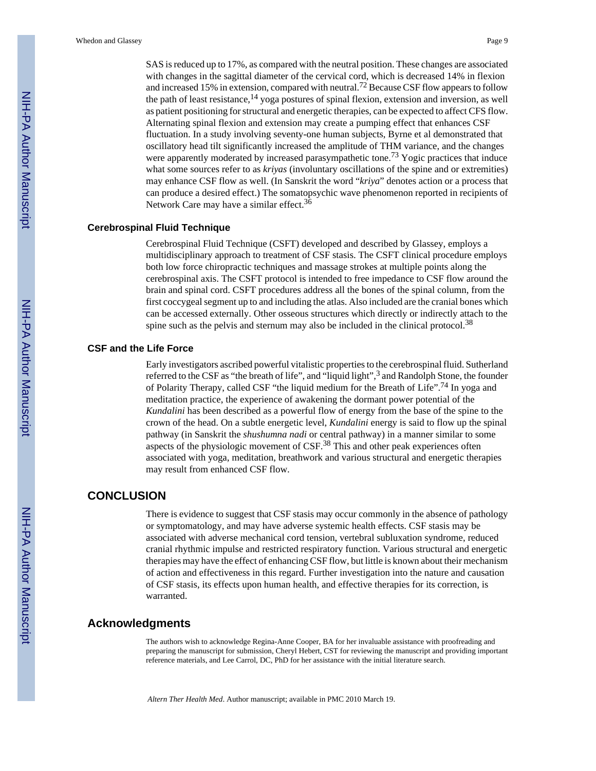SAS is reduced up to 17%, as compared with the neutral position. These changes are associated with changes in the sagittal diameter of the cervical cord, which is decreased 14% in flexion and increased 15% in extension, compared with neutral.[72] Because CSF flow appears to follow the path of least resistance,[14] yoga postures of spinal flexion, extension and inversion, as well as patient positioning for structural and energetic therapies, can be expected to affect CFS flow. Alternating spinal flexion and extension may create a pumping effect that enhances CSF fluctuation. In a study involving seventy-one human subjects, Byrne et al demonstrated that oscillatory head tilt significantly increased the amplitude of THM variance, and the changes were apparently moderated by increased parasympathetic tone.[73] Yogic practices that induce what some sources refer to as *kriyas* (involuntary oscillations of the spine and or extremities) may enhance CSF flow as well. (In Sanskrit the word "*kriya*" denotes action or a process that can produce a desired effect.) The somatopsychic wave phenomenon reported in recipients of Network Care may have a similar effect.[36]

### Cerebrospinal Fluid Technique

Cerebrospinal Fluid Technique (CSFT) developed and described by Glassey, employs a multidisciplinary approach to treatment of CSF stasis. The CSFT clinical procedure employs both low force chiropractic techniques and massage strokes at multiple points along the cerebrospinal axis. The CSFT protocol is intended to free impedance to CSF flow around the brain and spinal cord. CSFT procedures address all the bones of the spinal column, from the first coccygeal segment up to and including the atlas. Also included are the cranial bones which can be accessed externally. Other osseous structures which directly or indirectly attach to the spine such as the pelvis and sternum may also be included in the clinical protocol.[38]

### CSF and the Life Force

Early investigators ascribed powerful vitalistic properties to the cerebrospinal fluid. Sutherland referred to the CSF as "the breath of life", and "liquid light",[3] and Randolph Stone, the founder of Polarity Therapy, called CSF "the liquid medium for the Breath of Life".[74] In yoga and meditation practice, the experience of awakening the dormant power potential of the *Kundalini* has been described as a powerful flow of energy from the base of the spine to the crown of the head. On a subtle energetic level, *Kundalini* energy is said to flow up the spinal pathway (in Sanskrit the *shushumna nadi* or central pathway) in a manner similar to some aspects of the physiologic movement of CSF.[38] This and other peak experiences often associated with yoga, meditation, breathwork and various structural and energetic therapies may result from enhanced CSF flow.

## CONCLUSION

There is evidence to suggest that CSF stasis may occur commonly in the absence of pathology or symptomatology, and may have adverse systemic health effects. CSF stasis may be associated with adverse mechanical cord tension, vertebral subluxation syndrome, reduced cranial rhythmic impulse and restricted respiratory function. Various structural and energetic therapies may have the effect of enhancing CSF flow, but little is known about their mechanism of action and effectiveness in this regard. Further investigation into the nature and causation of CSF stasis, its effects upon human health, and effective therapies for its correction, is warranted.

## Acknowledgments

The authors wish to acknowledge Regina-Anne Cooper, BA for her invaluable assistance with proofreading and preparing the manuscript for submission, Cheryl Hebert, CST for reviewing the manuscript and providing important reference materials, and Lee Carrol, DC, PhD for her assistance with the initial literature search.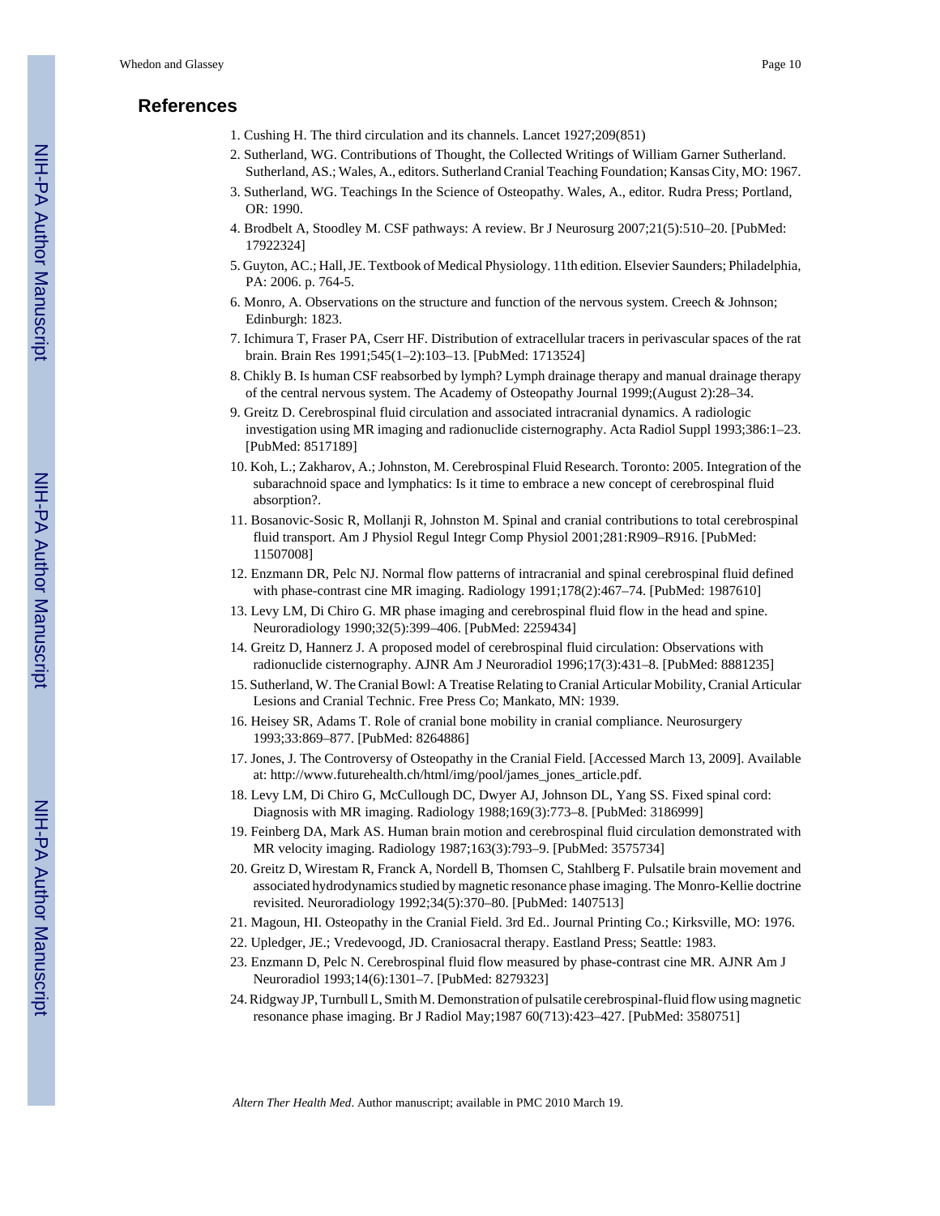## References

1. Cushing H. The third circulation and its channels. Lancet 1927;209(851)
2. Sutherland, WG. Contributions of Thought, the Collected Writings of William Garner Sutherland. Sutherland, AS.; Wales, A., editors. Sutherland Cranial Teaching Foundation; Kansas City, MO: 1967.
3. Sutherland, WG. Teachings In the Science of Osteopathy. Wales, A., editor. Rudra Press; Portland, OR: 1990.
4. Brodbelt A, Stoodley M. CSF pathways: A review. Br J Neurosurg 2007;21(5):510–20. [PubMed: 17922324]
5. Guyton, AC.; Hall, JE. Textbook of Medical Physiology. 11th edition. Elsevier Saunders; Philadelphia, PA: 2006. p. 764-5.
6. Monro, A. Observations on the structure and function of the nervous system. Creech & Johnson; Edinburgh: 1823.
7. Ichimura T, Fraser PA, Cserr HF. Distribution of extracellular tracers in perivascular spaces of the rat brain. Brain Res 1991;545(1–2):103–13. [PubMed: 1713524]
8. Chikly B. Is human CSF reabsorbed by lymph? Lymph drainage therapy and manual drainage therapy of the central nervous system. The Academy of Osteopathy Journal 1999;(August 2):28–34.
9. Greitz D. Cerebrospinal fluid circulation and associated intracranial dynamics. A radiologic investigation using MR imaging and radionuclide cisternography. Acta Radiol Suppl 1993;386:1–23. [PubMed: 8517189]
10. Koh, L.; Zakharov, A.; Johnston, M. Cerebrospinal Fluid Research. Toronto: 2005. Integration of the subarachnoid space and lymphatics: Is it time to embrace a new concept of cerebrospinal fluid absorption?.
11. Bosanovic-Sosic R, Mollanji R, Johnston M. Spinal and cranial contributions to total cerebrospinal fluid transport. Am J Physiol Regul Integr Comp Physiol 2001;281:R909–R916. [PubMed: 11507008]
12. Enzmann DR, Pelc NJ. Normal flow patterns of intracranial and spinal cerebrospinal fluid defined with phase-contrast cine MR imaging. Radiology 1991;178(2):467–74. [PubMed: 1987610]
13. Levy LM, Di Chiro G. MR phase imaging and cerebrospinal fluid flow in the head and spine. Neuroradiology 1990;32(5):399–406. [PubMed: 2259434]
14. Greitz D, Hannerz J. A proposed model of cerebrospinal fluid circulation: Observations with radionuclide cisternography. AJNR Am J Neuroradiol 1996;17(3):431–8. [PubMed: 8881235]
15. Sutherland, W. The Cranial Bowl: A Treatise Relating to Cranial Articular Mobility, Cranial Articular Lesions and Cranial Technic. Free Press Co; Mankato, MN: 1939.
16. Heisey SR, Adams T. Role of cranial bone mobility in cranial compliance. Neurosurgery 1993;33:869–877. [PubMed: 8264886]
17. Jones, J. The Controversy of Osteopathy in the Cranial Field. [Accessed March 13, 2009]. Available at: http://www.futurehealth.ch/html/img/pool/james_jones_article.pdf.
18. Levy LM, Di Chiro G, McCullough DC, Dwyer AJ, Johnson DL, Yang SS. Fixed spinal cord: Diagnosis with MR imaging. Radiology 1988;169(3):773–8. [PubMed: 3186999]
19. Feinberg DA, Mark AS. Human brain motion and cerebrospinal fluid circulation demonstrated with MR velocity imaging. Radiology 1987;163(3):793–9. [PubMed: 3575734]
20. Greitz D, Wirestam R, Franck A, Nordell B, Thomsen C, Stahlberg F. Pulsatile brain movement and associated hydrodynamics studied by magnetic resonance phase imaging. The Monro-Kellie doctrine revisited. Neuroradiology 1992;34(5):370–80. [PubMed: 1407513]
21. Magoun, HI. Osteopathy in the Cranial Field. 3rd Ed.. Journal Printing Co.; Kirksville, MO: 1976.
22. Upledger, JE.; Vredevoogd, JD. Craniosacral therapy. Eastland Press; Seattle: 1983.
23. Enzmann D, Pelc N. Cerebrospinal fluid flow measured by phase-contrast cine MR. AJNR Am J Neuroradiol 1993;14(6):1301–7. [PubMed: 8279323]
24. Ridgway JP, Turnbull L, Smith M. Demonstration of pulsatile cerebrospinal-fluid flow using magnetic resonance phase imaging. Br J Radiol May;1987 60(713):423–427. [PubMed: 3580751]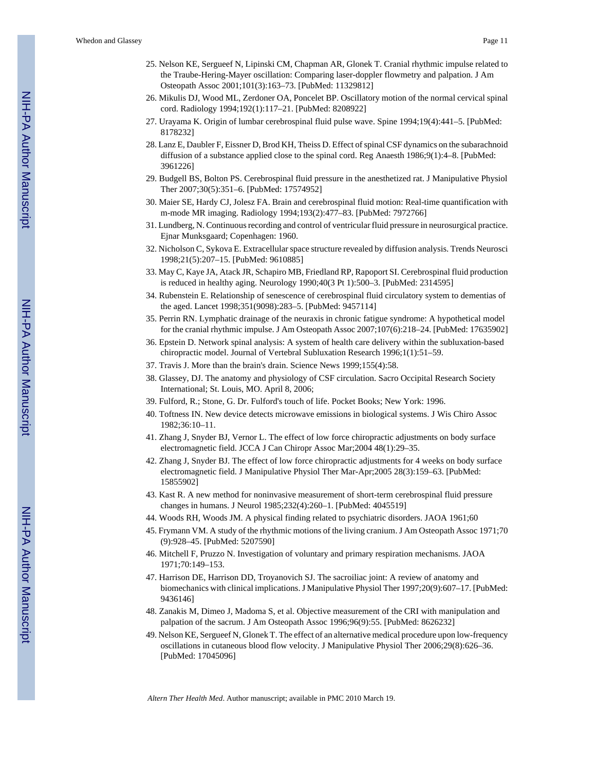25. Nelson KE, Sergueef N, Lipinski CM, Chapman AR, Glonek T. Cranial rhythmic impulse related to the Traube-Hering-Mayer oscillation: Comparing laser-doppler flowmetry and palpation. J Am Osteopath Assoc 2001;101(3):163–73. [PubMed: 11329812]
26. Mikulis DJ, Wood ML, Zerdoner OA, Poncelet BP. Oscillatory motion of the normal cervical spinal cord. Radiology 1994;192(1):117–21. [PubMed: 8208922]
27. Urayama K. Origin of lumbar cerebrospinal fluid pulse wave. Spine 1994;19(4):441–5. [PubMed: 8178232]
28. Lanz E, Daubler F, Eissner D, Brod KH, Theiss D. Effect of spinal CSF dynamics on the subarachnoid diffusion of a substance applied close to the spinal cord. Reg Anaesth 1986;9(1):4–8. [PubMed: 3961226]
29. Budgell BS, Bolton PS. Cerebrospinal fluid pressure in the anesthetized rat. J Manipulative Physiol Ther 2007;30(5):351–6. [PubMed: 17574952]
30. Maier SE, Hardy CJ, Jolesz FA. Brain and cerebrospinal fluid motion: Real-time quantification with m-mode MR imaging. Radiology 1994;193(2):477–83. [PubMed: 7972766]
31. Lundberg, N. Continuous recording and control of ventricular fluid pressure in neurosurgical practice. Ejnar Munksgaard; Copenhagen: 1960.
32. Nicholson C, Sykova E. Extracellular space structure revealed by diffusion analysis. Trends Neurosci 1998;21(5):207–15. [PubMed: 9610885]
33. May C, Kaye JA, Atack JR, Schapiro MB, Friedland RP, Rapoport SI. Cerebrospinal fluid production is reduced in healthy aging. Neurology 1990;40(3 Pt 1):500–3. [PubMed: 2314595]
34. Rubenstein E. Relationship of senescence of cerebrospinal fluid circulatory system to dementias of the aged. Lancet 1998;351(9098):283–5. [PubMed: 9457114]
35. Perrin RN. Lymphatic drainage of the neuraxis in chronic fatigue syndrome: A hypothetical model for the cranial rhythmic impulse. J Am Osteopath Assoc 2007;107(6):218–24. [PubMed: 17635902]
36. Epstein D. Network spinal analysis: A system of health care delivery within the subluxation-based chiropractic model. Journal of Vertebral Subluxation Research 1996;1(1):51–59.
37. Travis J. More than the brain's drain. Science News 1999;155(4):58.
38. Glassey, DJ. The anatomy and physiology of CSF circulation. Sacro Occipital Research Society International; St. Louis, MO. April 8, 2006;
39. Fulford, R.; Stone, G. Dr. Fulford's touch of life. Pocket Books; New York: 1996.
40. Toftness IN. New device detects microwave emissions in biological systems. J Wis Chiro Assoc 1982;36:10–11.
41. Zhang J, Snyder BJ, Vernor L. The effect of low force chiropractic adjustments on body surface electromagnetic field. JCCA J Can Chiropr Assoc Mar;2004 48(1):29–35.
42. Zhang J, Snyder BJ. The effect of low force chiropractic adjustments for 4 weeks on body surface electromagnetic field. J Manipulative Physiol Ther Mar-Apr;2005 28(3):159–63. [PubMed: 15855902]
43. Kast R. A new method for noninvasive measurement of short-term cerebrospinal fluid pressure changes in humans. J Neurol 1985;232(4):260–1. [PubMed: 4045519]
44. Woods RH, Woods JM. A physical finding related to psychiatric disorders. JAOA 1961;60
45. Frymann VM. A study of the rhythmic motions of the living cranium. J Am Osteopath Assoc 1971;70 (9):928–45. [PubMed: 5207590]
46. Mitchell F, Pruzzo N. Investigation of voluntary and primary respiration mechanisms. JAOA 1971;70:149–153.
47. Harrison DE, Harrison DD, Troyanovich SJ. The sacroiliac joint: A review of anatomy and biomechanics with clinical implications. J Manipulative Physiol Ther 1997;20(9):607–17. [PubMed: 9436146]
48. Zanakis M, Dimeo J, Madoma S, et al. Objective measurement of the CRI with manipulation and palpation of the sacrum. J Am Osteopath Assoc 1996;96(9):55. [PubMed: 8626232]
49. Nelson KE, Sergueef N, Glonek T. The effect of an alternative medical procedure upon low-frequency oscillations in cutaneous blood flow velocity. J Manipulative Physiol Ther 2006;29(8):626–36. [PubMed: 17045096]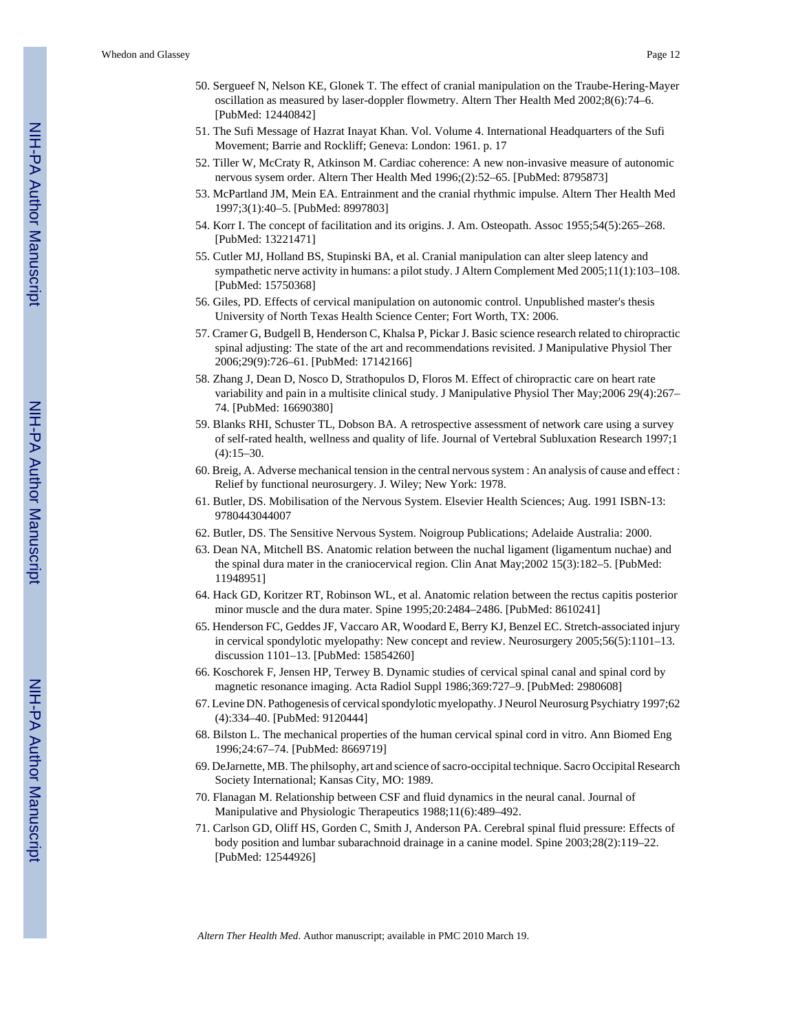50. Sergueef N, Nelson KE, Glonek T. The effect of cranial manipulation on the Traube-Hering-Mayer oscillation as measured by laser-doppler flowmetry. Altern Ther Health Med 2002;8(6):74–6. [PubMed: 12440842]
51. The Sufi Message of Hazrat Inayat Khan. Vol. Volume 4. International Headquarters of the Sufi Movement; Barrie and Rockliff; Geneva: London: 1961. p. 17
52. Tiller W, McCraty R, Atkinson M. Cardiac coherence: A new non-invasive measure of autonomic nervous sysem order. Altern Ther Health Med 1996;(2):52–65. [PubMed: 8795873]
53. McPartland JM, Mein EA. Entrainment and the cranial rhythmic impulse. Altern Ther Health Med 1997;3(1):40–5. [PubMed: 8997803]
54. Korr I. The concept of facilitation and its origins. J. Am. Osteopath. Assoc 1955;54(5):265–268. [PubMed: 13221471]
55. Cutler MJ, Holland BS, Stupinski BA, et al. Cranial manipulation can alter sleep latency and sympathetic nerve activity in humans: a pilot study. J Altern Complement Med 2005;11(1):103–108. [PubMed: 15750368]
56. Giles, PD. Effects of cervical manipulation on autonomic control. Unpublished master's thesis University of North Texas Health Science Center; Fort Worth, TX: 2006.
57. Cramer G, Budgell B, Henderson C, Khalsa P, Pickar J. Basic science research related to chiropractic spinal adjusting: The state of the art and recommendations revisited. J Manipulative Physiol Ther 2006;29(9):726–61. [PubMed: 17142166]
58. Zhang J, Dean D, Nosco D, Strathopulos D, Floros M. Effect of chiropractic care on heart rate variability and pain in a multisite clinical study. J Manipulative Physiol Ther May;2006 29(4):267–74. [PubMed: 16690380]
59. Blanks RHI, Schuster TL, Dobson BA. A retrospective assessment of network care using a survey of self-rated health, wellness and quality of life. Journal of Vertebral Subluxation Research 1997;1 (4):15–30.
60. Breig, A. Adverse mechanical tension in the central nervous system : An analysis of cause and effect : Relief by functional neurosurgery. J. Wiley; New York: 1978.
61. Butler, DS. Mobilisation of the Nervous System. Elsevier Health Sciences; Aug. 1991 ISBN-13: 9780443044007
62. Butler, DS. The Sensitive Nervous System. Noigroup Publications; Adelaide Australia: 2000.
63. Dean NA, Mitchell BS. Anatomic relation between the nuchal ligament (ligamentum nuchae) and the spinal dura mater in the craniocervical region. Clin Anat May;2002 15(3):182–5. [PubMed: 11948951]
64. Hack GD, Koritzer RT, Robinson WL, et al. Anatomic relation between the rectus capitis posterior minor muscle and the dura mater. Spine 1995;20:2484–2486. [PubMed: 8610241]
65. Henderson FC, Geddes JF, Vaccaro AR, Woodard E, Berry KJ, Benzel EC. Stretch-associated injury in cervical spondylotic myelopathy: New concept and review. Neurosurgery 2005;56(5):1101–13. discussion 1101–13. [PubMed: 15854260]
66. Koschorek F, Jensen HP, Terwey B. Dynamic studies of cervical spinal canal and spinal cord by magnetic resonance imaging. Acta Radiol Suppl 1986;369:727–9. [PubMed: 2980608]
67. Levine DN. Pathogenesis of cervical spondylotic myelopathy. J Neurol Neurosurg Psychiatry 1997;62 (4):334–40. [PubMed: 9120444]
68. Bilston L. The mechanical properties of the human cervical spinal cord in vitro. Ann Biomed Eng 1996;24:67–74. [PubMed: 8669719]
69. DeJarnette, MB. The philsophy, art and science of sacro-occipital technique. Sacro Occipital Research Society International; Kansas City, MO: 1989.
70. Flanagan M. Relationship between CSF and fluid dynamics in the neural canal. Journal of Manipulative and Physiologic Therapeutics 1988;11(6):489–492.
71. Carlson GD, Oliff HS, Gorden C, Smith J, Anderson PA. Cerebral spinal fluid pressure: Effects of body position and lumbar subarachnoid drainage in a canine model. Spine 2003;28(2):119–22. [PubMed: 12544926]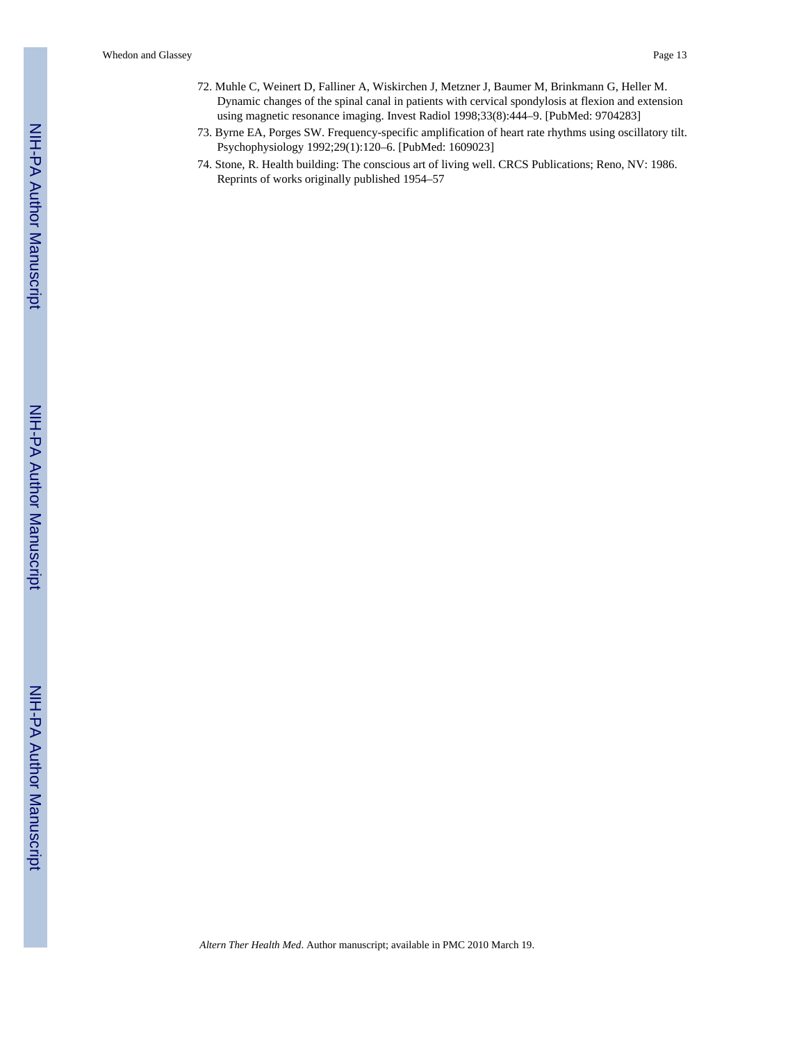72. Muhle C, Weinert D, Falliner A, Wiskirchen J, Metzner J, Baumer M, Brinkmann G, Heller M. Dynamic changes of the spinal canal in patients with cervical spondylosis at flexion and extension using magnetic resonance imaging. Invest Radiol 1998;33(8):444–9. [PubMed: 9704283]
73. Byrne EA, Porges SW. Frequency-specific amplification of heart rate rhythms using oscillatory tilt. Psychophysiology 1992;29(1):120–6. [PubMed: 1609023]
74. Stone, R. Health building: The conscious art of living well. CRCS Publications; Reno, NV: 1986. Reprints of works originally published 1954–57